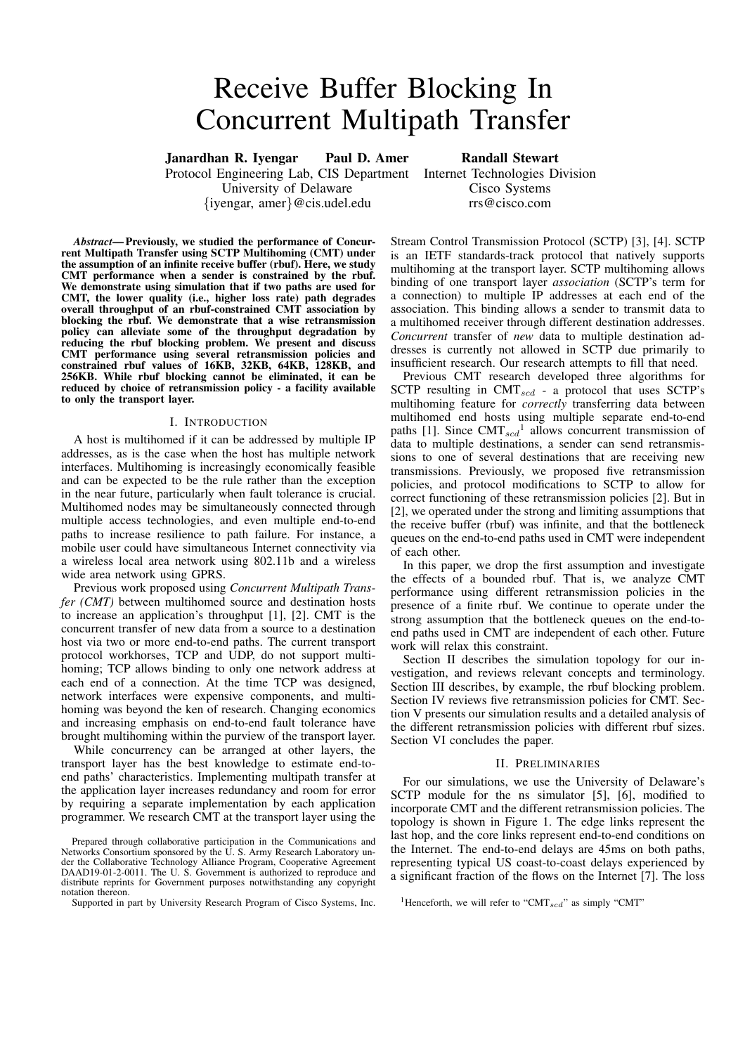# Receive Buffer Blocking In Concurrent Multipath Transfer

**Janardhan R. Iyengar** **Paul D. Amer**
Protocol Engineering Lab, CIS Department
University of Delaware
{iyengar, amer}@cis.udel.edu

**Randall Stewart**
Internet Technologies Division
Cisco Systems
rrs@cisco.com

***Abstract*— Previously, we studied the performance of Concurrent Multipath Transfer using SCTP Multihoming (CMT) under the assumption of an infinite receive buffer (rbuf). Here, we study CMT performance when a sender is constrained by the rbuf. We demonstrate using simulation that if two paths are used for CMT, the lower quality (i.e., higher loss rate) path degrades overall throughput of an rbuf-constrained CMT association by blocking the rbuf. We demonstrate that a wise retransmission policy can alleviate some of the throughput degradation by reducing the rbuf blocking problem. We present and discuss CMT performance using several retransmission policies and constrained rbuf values of 16KB, 32KB, 64KB, 128KB, and 256KB. While rbuf blocking cannot be eliminated, it can be reduced by choice of retransmission policy - a facility available to only the transport layer.**

## I. Introduction

A host is multihomed if it can be addressed by multiple IP addresses, as is the case when the host has multiple network interfaces. Multihoming is increasingly economically feasible and can be expected to be the rule rather than the exception in the near future, particularly when fault tolerance is crucial. Multihomed nodes may be simultaneously connected through multiple access technologies, and even multiple end-to-end paths to increase resilience to path failure. For instance, a mobile user could have simultaneous Internet connectivity via a wireless local area network using 802.11b and a wireless wide area network using GPRS.

Previous work proposed using *Concurrent Multipath Transfer (CMT)* between multihomed source and destination hosts to increase an application's throughput [1], [2]. CMT is the concurrent transfer of new data from a source to a destination host via two or more end-to-end paths. The current transport protocol workhorses, TCP and UDP, do not support multihoming; TCP allows binding to only one network address at each end of a connection. At the time TCP was designed, network interfaces were expensive components, and multihoming was beyond the ken of research. Changing economics and increasing emphasis on end-to-end fault tolerance have brought multihoming within the purview of the transport layer.

While concurrency can be arranged at other layers, the transport layer has the best knowledge to estimate end-to-end paths' characteristics. Implementing multipath transfer at the application layer increases redundancy and room for error by requiring a separate implementation by each application programmer. We research CMT at the transport layer using the Stream Control Transmission Protocol (SCTP) [3], [4]. SCTP is an IETF standards-track protocol that natively supports multihoming at the transport layer. SCTP multihoming allows binding of one transport layer *association* (SCTP's term for a connection) to multiple IP addresses at each end of the association. This binding allows a sender to transmit data to a multihomed receiver through different destination addresses. *Concurrent* transfer of *new* data to multiple destination addresses is currently not allowed in SCTP due primarily to insufficient research. Our research attempts to fill that need.

Previous CMT research developed three algorithms for SCTP resulting in $\text{CMT}_{scd}$ - a protocol that uses SCTP's multihoming feature for *correctly* transferring data between multihomed end hosts using multiple separate end-to-end paths [1]. Since $\text{CMT}_{scd}$[1] allows concurrent transmission of data to multiple destinations, a sender can send retransmissions to one of several destinations that are receiving new transmissions. Previously, we proposed five retransmission policies, and protocol modifications to SCTP to allow for correct functioning of these retransmission policies [2]. But in [2], we operated under the strong and limiting assumptions that the receive buffer (rbuf) was infinite, and that the bottleneck queues on the end-to-end paths used in CMT were independent of each other.

In this paper, we drop the first assumption and investigate the effects of a bounded rbuf. That is, we analyze CMT performance using different retransmission policies in the presence of a finite rbuf. We continue to operate under the strong assumption that the bottleneck queues on the end-to-end paths used in CMT are independent of each other. Future work will relax this constraint.

Section II describes the simulation topology for our investigation, and reviews relevant concepts and terminology. Section III describes, by example, the rbuf blocking problem. Section IV reviews five retransmission policies for CMT. Section V presents our simulation results and a detailed analysis of the different retransmission policies with different rbuf sizes. Section VI concludes the paper.

## II. Preliminaries

For our simulations, we use the University of Delaware's SCTP module for the ns simulator [5], [6], modified to incorporate CMT and the different retransmission policies. The topology is shown in Figure 1. The edge links represent the last hop, and the core links represent end-to-end conditions on the Internet. The end-to-end delays are 45ms on both paths, representing typical US coast-to-coast delays experienced by a significant fraction of the flows on the Internet [7]. The loss

Prepared through collaborative participation in the Communications and Networks Consortium sponsored by the U. S. Army Research Laboratory under the Collaborative Technology Alliance Program, Cooperative Agreement DAAD19-01-2-0011. The U. S. Government is authorized to reproduce and distribute reprints for Government purposes notwithstanding any copyright notation thereon.

Supported in part by University Research Program of Cisco Systems, Inc.

[1]Henceforth, we will refer to "$\text{CMT}_{scd}$" as simply "CMT"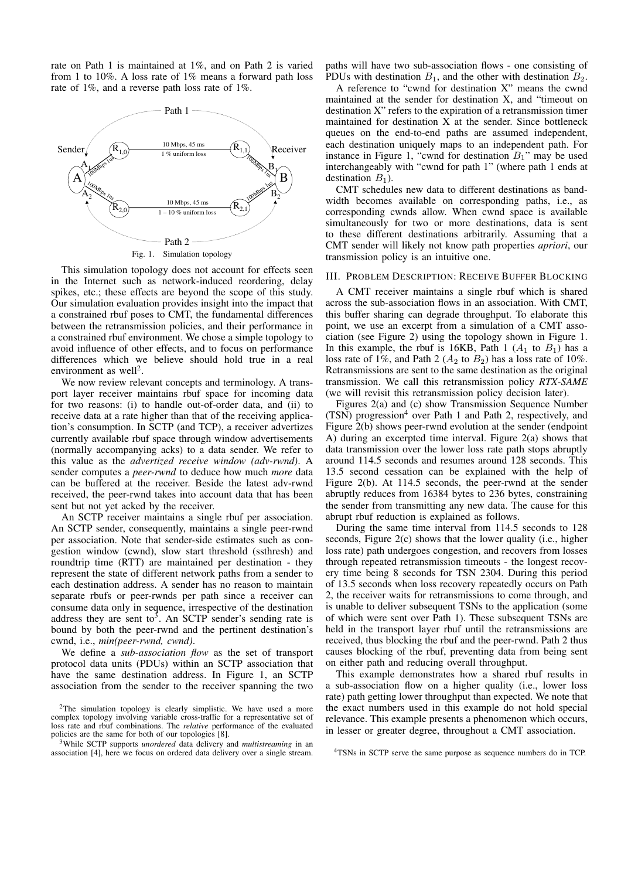rate on Path 1 is maintained at 1%, and on Path 2 is varied from 1 to 10%. A loss rate of 1% means a forward path loss rate of 1%, and a reverse path loss rate of 1%.

Path 1
Sender
Receiver
$R_{1,0}$
$R_{1,1}$
10 Mbps, 45 ms
1 % uniform loss
$A_1$
$B_1$
100Mbps 1us
100Mbps 1us
A
B
$A_2$
$B_2$
100Mbps 1us
100Mbps 1us
$R_{2,0}$
$R_{2,1}$
10 Mbps, 45 ms
1 – 10 % uniform loss
Path 2

Fig. 1. Simulation topology

This simulation topology does not account for effects seen in the Internet such as network-induced reordering, delay spikes, etc.; these effects are beyond the scope of this study. Our simulation evaluation provides insight into the impact that a constrained rbuf poses to CMT, the fundamental differences between the retransmission policies, and their performance in a constrained rbuf environment. We chose a simple topology to avoid influence of other effects, and to focus on performance differences which we believe should hold true in a real environment as well[2].

We now review relevant concepts and terminology. A transport layer receiver maintains rbuf space for incoming data for two reasons: (i) to handle out-of-order data, and (ii) to receive data at a rate higher than that of the receiving application's consumption. In SCTP (and TCP), a receiver advertizes currently available rbuf space through window advertisements (normally accompanying acks) to a data sender. We refer to this value as the *advertized receive window (adv-rwnd)*. A sender computes a *peer-rwnd* to deduce how much *more* data can be buffered at the receiver. Beside the latest adv-rwnd received, the peer-rwnd takes into account data that has been sent but not yet acked by the receiver.

An SCTP receiver maintains a single rbuf per association. An SCTP sender, consequently, maintains a single peer-rwnd per association. Note that sender-side estimates such as congestion window (cwnd), slow start threshold (ssthresh) and roundtrip time (RTT) are maintained per destination - they represent the state of different network paths from a sender to each destination address. A sender has no reason to maintain separate rbufs or peer-rwnds per path since a receiver can consume data only in sequence, irrespective of the destination address they are sent to[3]. An SCTP sender's sending rate is bound by both the peer-rwnd and the pertinent destination's cwnd, i.e., *min(peer-rwnd, cwnd)*.

We define a *sub-association flow* as the set of transport protocol data units (PDUs) within an SCTP association that have the same destination address. In Figure 1, an SCTP association from the sender to the receiver spanning the two paths will have two sub-association flows - one consisting of PDUs with destination $B_1$, and the other with destination $B_2$.

A reference to "cwnd for destination X" means the cwnd maintained at the sender for destination X, and "timeout on destination X" refers to the expiration of a retransmission timer maintained for destination X at the sender. Since bottleneck queues on the end-to-end paths are assumed independent, each destination uniquely maps to an independent path. For instance in Figure 1, "cwnd for destination $B_1$" may be used interchangeably with "cwnd for path 1" (where path 1 ends at destination $B_1$).

CMT schedules new data to different destinations as bandwidth becomes available on corresponding paths, i.e., as corresponding cwnds allow. When cwnd space is available simultaneously for two or more destinations, data is sent to these different destinations arbitrarily. Assuming that a CMT sender will likely not know path properties *apriori*, our transmission policy is an intuitive one.

## III. Problem Description: Receive Buffer Blocking

A CMT receiver maintains a single rbuf which is shared across the sub-association flows in an association. With CMT, this buffer sharing can degrade throughput. To elaborate this point, we use an excerpt from a simulation of a CMT association (see Figure 2) using the topology shown in Figure 1. In this example, the rbuf is 16KB, Path 1 ($A_1$ to $B_1$) has a loss rate of 1%, and Path 2 ($A_2$ to $B_2$) has a loss rate of 10%. Retransmissions are sent to the same destination as the original transmission. We call this retransmission policy *RTX-SAME* (we will revisit this retransmission policy decision later).

Figures 2(a) and (c) show Transmission Sequence Number (TSN) progression[4] over Path 1 and Path 2, respectively, and Figure 2(b) shows peer-rwnd evolution at the sender (endpoint A) during an excerpted time interval. Figure 2(a) shows that data transmission over the lower loss rate path stops abruptly around 114.5 seconds and resumes around 128 seconds. This 13.5 second cessation can be explained with the help of Figure 2(b). At 114.5 seconds, the peer-rwnd at the sender abruptly reduces from 16384 bytes to 236 bytes, constraining the sender from transmitting any new data. The cause for this abrupt rbuf reduction is explained as follows.

During the same time interval from 114.5 seconds to 128 seconds, Figure 2(c) shows that the lower quality (i.e., higher loss rate) path undergoes congestion, and recovers from losses through repeated retransmission timeouts - the longest recovery time being 8 seconds for TSN 2304. During this period of 13.5 seconds when loss recovery repeatedly occurs on Path 2, the receiver waits for retransmissions to come through, and is unable to deliver subsequent TSNs to the application (some of which were sent over Path 1). These subsequent TSNs are held in the transport layer rbuf until the retransmissions are received, thus blocking the rbuf and the peer-rwnd. Path 2 thus causes blocking of the rbuf, preventing data from being sent on either path and reducing overall throughput.

This example demonstrates how a shared rbuf results in a sub-association flow on a higher quality (i.e., lower loss rate) path getting lower throughput than expected. We note that the exact numbers used in this example do not hold special relevance. This example presents a phenomenon which occurs, in lesser or greater degree, throughout a CMT association.

[2]The simulation topology is clearly simplistic. We have used a more complex topology involving variable cross-traffic for a representative set of loss rate and rbuf combinations. The *relative* performance of the evaluated policies are the same for both of our topologies [8].

[3]While SCTP supports *unordered* data delivery and *multistreaming* in an association [4], here we focus on ordered data delivery over a single stream.

[4]TSNs in SCTP serve the same purpose as sequence numbers do in TCP.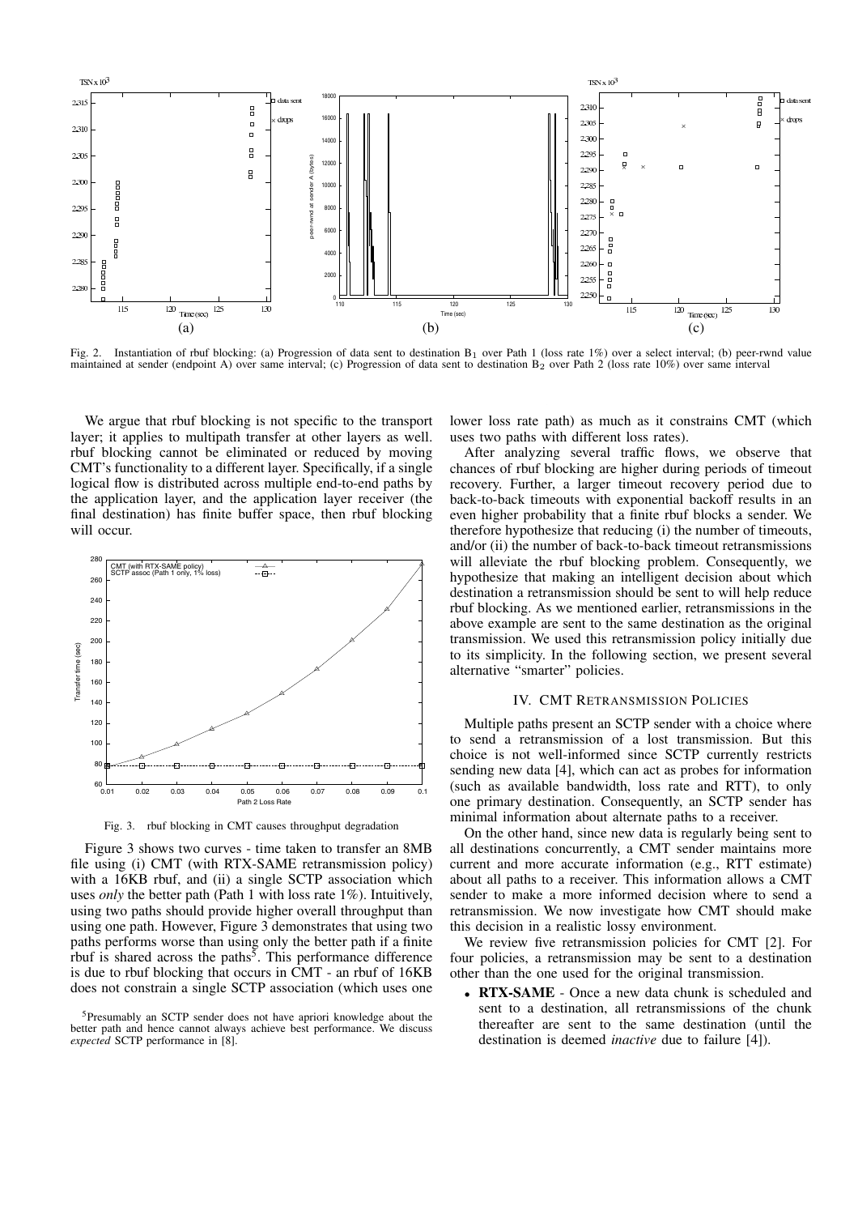TSN x 10^3

2,315
2,310
2,305
2,300
2,295
2,290
2,285
2,280

115 120 125 130

Time (sec)

data sent

drops

(a)

18000
16000
14000
12000
10000
8000
6000
4000
2000
0

peer-rwnd at sender A (bytes)

110 115 120 125 130

Time (sec)

(b)

TSN x 10^3

2,310
2,305
2,300
2,295
2,290
2,285
2,280
2,275
2,270
2,265
2,260
2,255
2,250

115 120 125 130

Time (sec)

data sent

drops

(c)

Fig. 2. Instantiation of rbuf blocking: (a) Progression of data sent to destination $B_1$ over Path 1 (loss rate 1%) over a select interval; (b) peer-rwnd value maintained at sender (endpoint A) over same interval; (c) Progression of data sent to destination $B_2$ over Path 2 (loss rate 10%) over same interval

We argue that rbuf blocking is not specific to the transport layer; it applies to multipath transfer at other layers as well. rbuf blocking cannot be eliminated or reduced by moving CMT's functionality to a different layer. Specifically, if a single logical flow is distributed across multiple end-to-end paths by the application layer, and the application layer receiver (the final destination) has finite buffer space, then rbuf blocking will occur.

CMT (with RTX-SAME policy)

SCTP assoc (Path 1 only, 1% loss)

Transfer time (sec)

280
260
240
220
200
180
160
140
120
100
80
60

0.01 0.02 0.03 0.04 0.05 0.06 0.07 0.08 0.09 0.1

Path 2 Loss Rate

Fig. 3. rbuf blocking in CMT causes throughput degradation

Figure 3 shows two curves - time taken to transfer an 8MB file using (i) CMT (with RTX-SAME retransmission policy) with a 16KB rbuf, and (ii) a single SCTP association which uses *only* the better path (Path 1 with loss rate 1%). Intuitively, using two paths should provide higher overall throughput than using one path. However, Figure 3 demonstrates that using two paths performs worse than using only the better path if a finite rbuf is shared across the paths[5]. This performance difference is due to rbuf blocking that occurs in CMT - an rbuf of 16KB does not constrain a single SCTP association (which uses one lower loss rate path) as much as it constrains CMT (which uses two paths with different loss rates).

After analyzing several traffic flows, we observe that chances of rbuf blocking are higher during periods of timeout recovery. Further, a larger timeout recovery period due to back-to-back timeouts with exponential backoff results in an even higher probability that a finite rbuf blocks a sender. We therefore hypothesize that reducing (i) the number of timeouts, and/or (ii) the number of back-to-back timeout retransmissions will alleviate the rbuf blocking problem. Consequently, we hypothesize that making an intelligent decision about which destination a retransmission should be sent to will help reduce rbuf blocking. As we mentioned earlier, retransmissions in the above example are sent to the same destination as the original transmission. We used this retransmission policy initially due to its simplicity. In the following section, we present several alternative "smarter" policies.

## IV. CMT RETRANSMISSION POLICIES

Multiple paths present an SCTP sender with a choice where to send a retransmission of a lost transmission. But this choice is not well-informed since SCTP currently restricts sending new data [4], which can act as probes for information (such as available bandwidth, loss rate and RTT), to only one primary destination. Consequently, an SCTP sender has minimal information about alternate paths to a receiver.

On the other hand, since new data is regularly being sent to all destinations concurrently, a CMT sender maintains more current and more accurate information (e.g., RTT estimate) about all paths to a receiver. This information allows a CMT sender to make a more informed decision where to send a retransmission. We now investigate how CMT should make this decision in a realistic lossy environment.

We review five retransmission policies for CMT [2]. For four policies, a retransmission may be sent to a destination other than the one used for the original transmission.

- **RTX-SAME** - Once a new data chunk is scheduled and sent to a destination, all retransmissions of the chunk thereafter are sent to the same destination (until the destination is deemed *inactive* due to failure [4]).

[5]Presumably an SCTP sender does not have apriori knowledge about the better path and hence cannot always achieve best performance. We discuss *expected* SCTP performance in [8].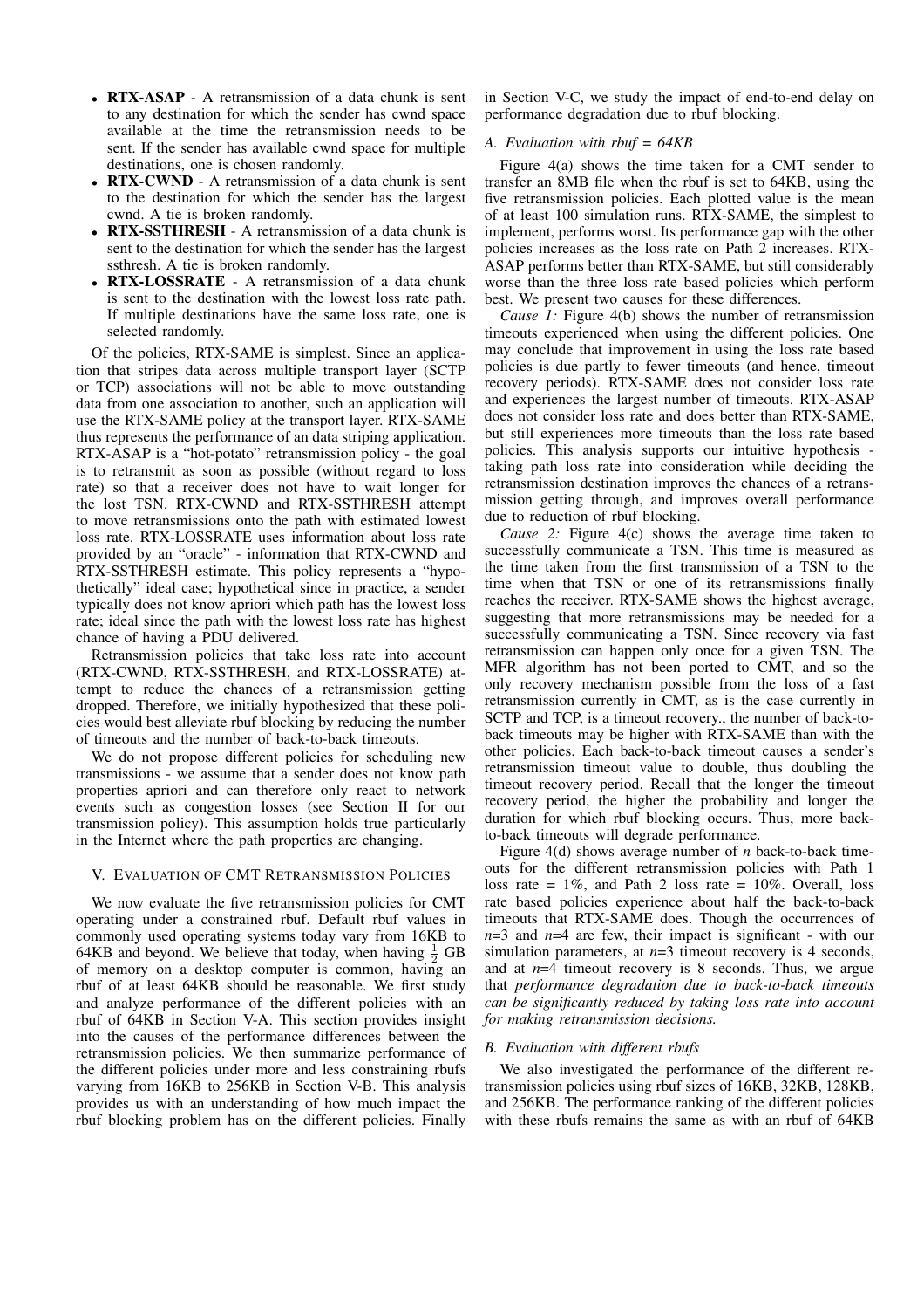- **RTX-ASAP** - A retransmission of a data chunk is sent to any destination for which the sender has cwnd space available at the time the retransmission needs to be sent. If the sender has available cwnd space for multiple destinations, one is chosen randomly.
- **RTX-CWND** - A retransmission of a data chunk is sent to the destination for which the sender has the largest cwnd. A tie is broken randomly.
- **RTX-SSTHRESH** - A retransmission of a data chunk is sent to the destination for which the sender has the largest ssthresh. A tie is broken randomly.
- **RTX-LOSSRATE** - A retransmission of a data chunk is sent to the destination with the lowest loss rate path. If multiple destinations have the same loss rate, one is selected randomly.

Of the policies, RTX-SAME is simplest. Since an application that stripes data across multiple transport layer (SCTP or TCP) associations will not be able to move outstanding data from one association to another, such an application will use the RTX-SAME policy at the transport layer. RTX-SAME thus represents the performance of an data striping application. RTX-ASAP is a "hot-potato" retransmission policy - the goal is to retransmit as soon as possible (without regard to loss rate) so that a receiver does not have to wait longer for the lost TSN. RTX-CWND and RTX-SSTHRESH attempt to move retransmissions onto the path with estimated lowest loss rate. RTX-LOSSRATE uses information about loss rate provided by an "oracle" - information that RTX-CWND and RTX-SSTHRESH estimate. This policy represents a "hypothetically" ideal case; hypothetical since in practice, a sender typically does not know apriori which path has the lowest loss rate; ideal since the path with the lowest loss rate has highest chance of having a PDU delivered.

Retransmission policies that take loss rate into account (RTX-CWND, RTX-SSTHRESH, and RTX-LOSSRATE) attempt to reduce the chances of a retransmission getting dropped. Therefore, we initially hypothesized that these policies would best alleviate rbuf blocking by reducing the number of timeouts and the number of back-to-back timeouts.

We do not propose different policies for scheduling new transmissions - we assume that a sender does not know path properties apriori and can therefore only react to network events such as congestion losses (see Section II for our transmission policy). This assumption holds true particularly in the Internet where the path properties are changing.

## V. Evaluation of CMT Retransmission Policies

We now evaluate the five retransmission policies for CMT operating under a constrained rbuf. Default rbuf values in commonly used operating systems today vary from 16KB to 64KB and beyond. We believe that today, when having $\frac{1}{2}$ GB of memory on a desktop computer is common, having an rbuf of at least 64KB should be reasonable. We first study and analyze performance of the different policies with an rbuf of 64KB in Section V-A. This section provides insight into the causes of the performance differences between the retransmission policies. We then summarize performance of the different policies under more and less constraining rbufs varying from 16KB to 256KB in Section V-B. This analysis provides us with an understanding of how much impact the rbuf blocking problem has on the different policies. Finally in Section V-C, we study the impact of end-to-end delay on performance degradation due to rbuf blocking.

### A. Evaluation with rbuf = 64KB

Figure 4(a) shows the time taken for a CMT sender to transfer an 8MB file when the rbuf is set to 64KB, using the five retransmission policies. Each plotted value is the mean of at least 100 simulation runs. RTX-SAME, the simplest to implement, performs worst. Its performance gap with the other policies increases as the loss rate on Path 2 increases. RTX-ASAP performs better than RTX-SAME, but still considerably worse than the three loss rate based policies which perform best. We present two causes for these differences.

*Cause 1:* Figure 4(b) shows the number of retransmission timeouts experienced when using the different policies. One may conclude that improvement in using the loss rate based policies is due partly to fewer timeouts (and hence, timeout recovery periods). RTX-SAME does not consider loss rate and experiences the largest number of timeouts. RTX-ASAP does not consider loss rate and does better than RTX-SAME, but still experiences more timeouts than the loss rate based policies. This analysis supports our intuitive hypothesis - taking path loss rate into consideration while deciding the retransmission destination improves the chances of a retransmission getting through, and improves overall performance due to reduction of rbuf blocking.

*Cause 2:* Figure 4(c) shows the average time taken to successfully communicate a TSN. This time is measured as the time taken from the first transmission of a TSN to the time when that TSN or one of its retransmissions finally reaches the receiver. RTX-SAME shows the highest average, suggesting that more retransmissions may be needed for a successfully communicating a TSN. Since recovery via fast retransmission can happen only once for a given TSN. The MFR algorithm has not been ported to CMT, and so the only recovery mechanism possible from the loss of a fast retransmission currently in CMT, as is the case currently in SCTP and TCP, is a timeout recovery., the number of back-to-back timeouts may be higher with RTX-SAME than with the other policies. Each back-to-back timeout causes a sender's retransmission timeout value to double, thus doubling the timeout recovery period. Recall that the longer the timeout recovery period, the higher the probability and longer the duration for which rbuf blocking occurs. Thus, more back-to-back timeouts will degrade performance.

Figure 4(d) shows average number of $n$ back-to-back timeouts for the different retransmission policies with Path 1 loss rate = 1%, and Path 2 loss rate = 10%. Overall, loss rate based policies experience about half the back-to-back timeouts that RTX-SAME does. Though the occurrences of $n$=3 and $n$=4 are few, their impact is significant - with our simulation parameters, at $n$=3 timeout recovery is 4 seconds, and at $n$=4 timeout recovery is 8 seconds. Thus, we argue that *performance degradation due to back-to-back timeouts can be significantly reduced by taking loss rate into account for making retransmission decisions.*

### B. Evaluation with different rbufs

We also investigated the performance of the different retransmission policies using rbuf sizes of 16KB, 32KB, 128KB, and 256KB. The performance ranking of the different policies with these rbufs remains the same as with an rbuf of 64KB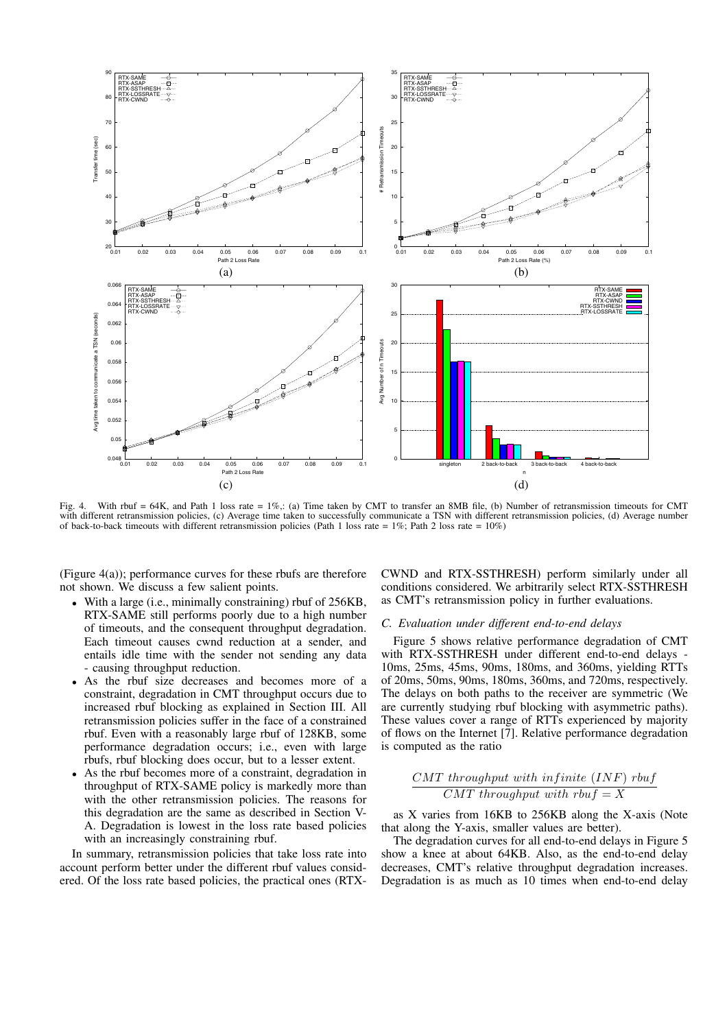Fig. 4. With rbuf = 64K, and Path 1 loss rate = 1%,: (a) Time taken by CMT to transfer an 8MB file, (b) Number of retransmission timeouts for CMT with different retransmission policies, (c) Average time taken to successfully communicate a TSN with different retransmission policies, (d) Average number of back-to-back timeouts with different retransmission policies (Path 1 loss rate = 1%; Path 2 loss rate = 10%)

(Figure 4(a)); performance curves for these rbufs are therefore not shown. We discuss a few salient points.

- With a large (i.e., minimally constraining) rbuf of 256KB, RTX-SAME still performs poorly due to a high number of timeouts, and the consequent throughput degradation. Each timeout causes cwnd reduction at a sender, and entails idle time with the sender not sending any data - causing throughput reduction.
- As the rbuf size decreases and becomes more of a constraint, degradation in CMT throughput occurs due to increased rbuf blocking as explained in Section III. All retransmission policies suffer in the face of a constrained rbuf. Even with a reasonably large rbuf of 128KB, some performance degradation occurs; i.e., even with large rbufs, rbuf blocking does occur, but to a lesser extent.
- As the rbuf becomes more of a constraint, degradation in throughput of RTX-SAME policy is markedly more than with the other retransmission policies. The reasons for this degradation are the same as described in Section V-A. Degradation is lowest in the loss rate based policies with an increasingly constraining rbuf.

In summary, retransmission policies that take loss rate into account perform better under the different rbuf values considered. Of the loss rate based policies, the practical ones (RTX-CWND and RTX-SSTHRESH) perform similarly under all conditions considered. We arbitrarily select RTX-SSTHRESH as CMT's retransmission policy in further evaluations.

### C. Evaluation under different end-to-end delays

Figure 5 shows relative performance degradation of CMT with RTX-SSTHRESH under different end-to-end delays - 10ms, 25ms, 45ms, 90ms, 180ms, and 360ms, yielding RTTs of 20ms, 50ms, 90ms, 180ms, 360ms, and 720ms, respectively. The delays on both paths to the receiver are symmetric (We are currently studying rbuf blocking with asymmetric paths). These values cover a range of RTTs experienced by majority of flows on the Internet [7]. Relative performance degradation is computed as the ratio

$$\frac{CMT\ throughput\ with\ infinite\ (INF)\ rbuf}{CMT\ throughput\ with\ rbuf = X}$$

as X varies from 16KB to 256KB along the X-axis (Note that along the Y-axis, smaller values are better).

The degradation curves for all end-to-end delays in Figure 5 show a knee at about 64KB. Also, as the end-to-end delay decreases, CMT's relative throughput degradation increases. Degradation is as much as 10 times when end-to-end delay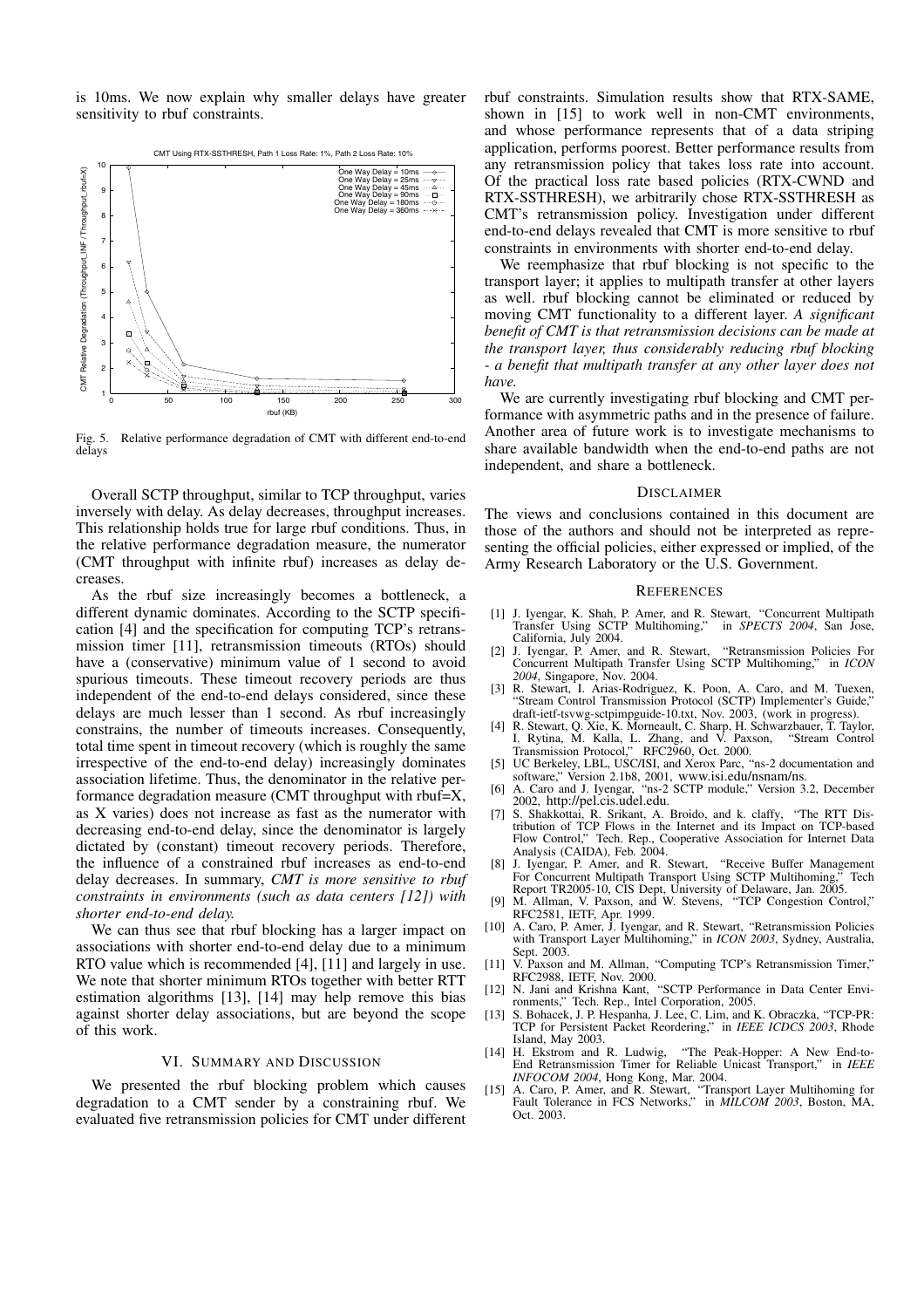is 10ms. We now explain why smaller delays have greater sensitivity to rbuf constraints.

CMT Using RTX-SSTHRESH, Path 1 Loss Rate: 1%, Path 2 Loss Rate: 10%

CMT Relative Degradation (Throughput_INF / Throughput_rbuf=X)

rbuf (KB)

One Way Delay = 10ms
One Way Delay = 25ms
One Way Delay = 45ms
One Way Delay = 90ms
One Way Delay = 180ms
One Way Delay = 360ms

1
2
3
4
5
6
7
8
9
10

0
50
100
150
200
250
300

Fig. 5. Relative performance degradation of CMT with different end-to-end delays

Overall SCTP throughput, similar to TCP throughput, varies inversely with delay. As delay decreases, throughput increases. This relationship holds true for large rbuf conditions. Thus, in the relative performance degradation measure, the numerator (CMT throughput with infinite rbuf) increases as delay decreases.

As the rbuf size increasingly becomes a bottleneck, a different dynamic dominates. According to the SCTP specification [4] and the specification for computing TCP's retransmission timer [11], retransmission timeouts (RTOs) should have a (conservative) minimum value of 1 second to avoid spurious timeouts. These timeout recovery periods are thus independent of the end-to-end delays considered, since these delays are much lesser than 1 second. As rbuf increasingly constrains, the number of timeouts increases. Consequently, total time spent in timeout recovery (which is roughly the same irrespective of the end-to-end delay) increasingly dominates association lifetime. Thus, the denominator in the relative performance degradation measure (CMT throughput with rbuf=X, as X varies) does not increase as fast as the numerator with decreasing end-to-end delay, since the denominator is largely dictated by (constant) timeout recovery periods. Therefore, the influence of a constrained rbuf increases as end-to-end delay decreases. In summary, *CMT is more sensitive to rbuf constraints in environments (such as data centers [12]) with shorter end-to-end delay.*

We can thus see that rbuf blocking has a larger impact on associations with shorter end-to-end delay due to a minimum RTO value which is recommended [4], [11] and largely in use. We note that shorter minimum RTOs together with better RTT estimation algorithms [13], [14] may help remove this bias against shorter delay associations, but are beyond the scope of this work.

## VI. Summary and Discussion

We presented the rbuf blocking problem which causes degradation to a CMT sender by a constraining rbuf. We evaluated five retransmission policies for CMT under different rbuf constraints. Simulation results show that RTX-SAME, shown in [15] to work well in non-CMT environments, and whose performance represents that of a data striping application, performs poorest. Better performance results from any retransmission policy that takes loss rate into account. Of the practical loss rate based policies (RTX-CWND and RTX-SSTHRESH), we arbitrarily chose RTX-SSTHRESH as CMT's retransmission policy. Investigation under different end-to-end delays revealed that CMT is more sensitive to rbuf constraints in environments with shorter end-to-end delay.

We reemphasize that rbuf blocking is not specific to the transport layer; it applies to multipath transfer at other layers as well. rbuf blocking cannot be eliminated or reduced by moving CMT functionality to a different layer. *A significant benefit of CMT is that retransmission decisions can be made at the transport layer, thus considerably reducing rbuf blocking - a benefit that multipath transfer at any other layer does not have.*

We are currently investigating rbuf blocking and CMT performance with asymmetric paths and in the presence of failure. Another area of future work is to investigate mechanisms to share available bandwidth when the end-to-end paths are not independent, and share a bottleneck.

## Disclaimer

The views and conclusions contained in this document are those of the authors and should not be interpreted as representing the official policies, either expressed or implied, of the Army Research Laboratory or the U.S. Government.

## References

[1] J. Iyengar, K. Shah, P. Amer, and R. Stewart, "Concurrent Multipath Transfer Using SCTP Multihoming," in *SPECTS 2004*, San Jose, California, July 2004.

[2] J. Iyengar, P. Amer, and R. Stewart, "Retransmission Policies For Concurrent Multipath Transfer Using SCTP Multihoming," in *ICON 2004*, Singapore, Nov. 2004.

[3] R. Stewart, I. Arias-Rodriguez, K. Poon, A. Caro, and M. Tuexen, "Stream Control Transmission Protocol (SCTP) Implementer's Guide," draft-ietf-tsvwg-sctpimpguide-10.txt, Nov. 2003, (work in progress).

[4] R. Stewart, Q. Xie, K. Morneault, C. Sharp, H. Schwarzbauer, T. Taylor, I. Rytina, M. Kalla, L. Zhang, and V. Paxson, "Stream Control Transmission Protocol," RFC2960, Oct. 2000.

[5] UC Berkeley, LBL, USC/ISI, and Xerox Parc, "ns-2 documentation and software," Version 2.1b8, 2001, www.isi.edu/nsnam/ns.

[6] A. Caro and J. Iyengar, "ns-2 SCTP module," Version 3.2, December 2002, http://pel.cis.udel.edu.

[7] S. Shakkottai, R. Srikant, A. Broido, and k. claffy, "The RTT Distribution of TCP Flows in the Internet and its Impact on TCP-based Flow Control," Tech. Rep., Cooperative Association for Internet Data Analysis (CAIDA), Feb. 2004.

[8] J. Iyengar, P. Amer, and R. Stewart, "Receive Buffer Management For Concurrent Multipath Transport Using SCTP Multihoming," Tech Report TR2005-10, CIS Dept, University of Delaware, Jan. 2005.

[9] M. Allman, V. Paxson, and W. Stevens, "TCP Congestion Control," RFC2581, IETF, Apr. 1999.

[10] A. Caro, P. Amer, J. Iyengar, and R. Stewart, "Retransmission Policies with Transport Layer Multihoming," in *ICON 2003*, Sydney, Australia, Sept. 2003.

[11] V. Paxson and M. Allman, "Computing TCP's Retransmission Timer," RFC2988, IETF, Nov. 2000.

[12] N. Jani and Krishna Kant, "SCTP Performance in Data Center Environments," Tech. Rep., Intel Corporation, 2005.

[13] S. Bohacek, J. P. Hespanha, J. Lee, C. Lim, and K. Obraczka, "TCP-PR: TCP for Persistent Packet Reordering," in *IEEE ICDCS 2003*, Rhode Island, May 2003.

[14] H. Ekstrom and R. Ludwig, "The Peak-Hopper: A New End-to-End Retransmission Timer for Reliable Unicast Transport," in *IEEE INFOCOM 2004*, Hong Kong, Mar. 2004.

[15] A. Caro, P. Amer, and R. Stewart, "Transport Layer Multihoming for Fault Tolerance in FCS Networks," in *MILCOM 2003*, Boston, MA, Oct. 2003.